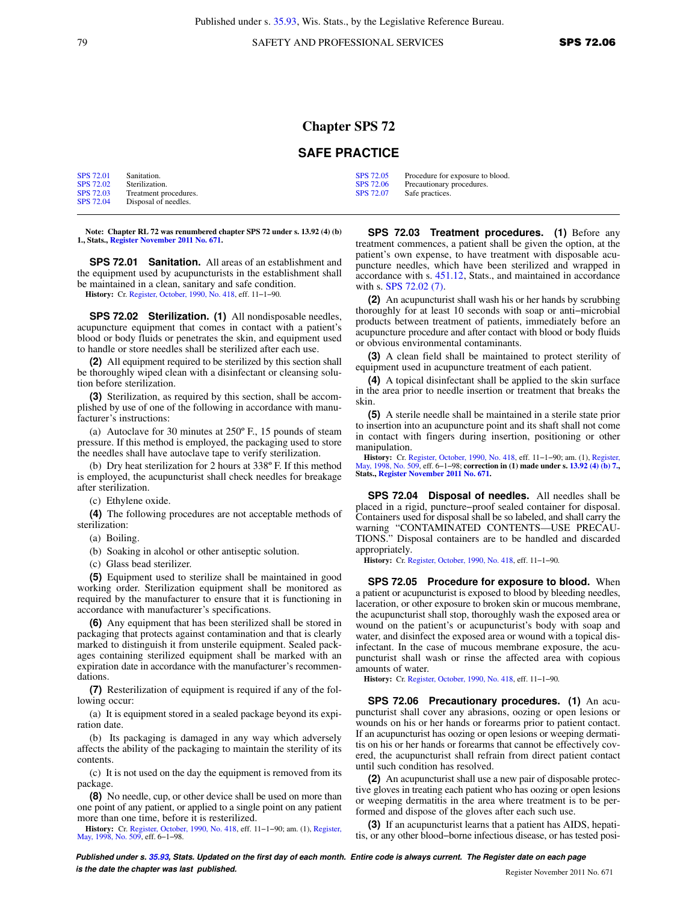# Chapter SPS 72

## SAFE PRACTICE

| | | | |
|---|---|---|---|
| SPS 72.01 | Sanitation. | SPS 72.05 | Procedure for exposure to blood. |
| SPS 72.02 | Sterilization. | SPS 72.06 | Precautionary procedures. |
| SPS 72.03 | Treatment procedures. | SPS 72.07 | Safe practices. |
| SPS 72.04 | Disposal of needles. | | |

**Note: Chapter RL 72 was renumbered chapter SPS 72 under s. 13.92 (4) (b) 1., Stats., Register November 2011 No. 671.**

**SPS 72.01 Sanitation.** All areas of an establishment and the equipment used by acupuncturists in the establishment shall be maintained in a clean, sanitary and safe condition.

**History:** Cr. Register, October, 1990, No. 418, eff. 11−1−90.

**SPS 72.02 Sterilization.** **(1)** All nondisposable needles, acupuncture equipment that comes in contact with a patient's blood or body fluids or penetrates the skin, and equipment used to handle or store needles shall be sterilized after each use.

**(2)** All equipment required to be sterilized by this section shall be thoroughly wiped clean with a disinfectant or cleansing solution before sterilization.

**(3)** Sterilization, as required by this section, shall be accomplished by use of one of the following in accordance with manufacturer's instructions:

(a) Autoclave for 30 minutes at 250º F., 15 pounds of steam pressure. If this method is employed, the packaging used to store the needles shall have autoclave tape to verify sterilization.

(b) Dry heat sterilization for 2 hours at 338º F. If this method is employed, the acupuncturist shall check needles for breakage after sterilization.

(c) Ethylene oxide.

**(4)** The following procedures are not acceptable methods of sterilization:

(a) Boiling.

(b) Soaking in alcohol or other antiseptic solution.

(c) Glass bead sterilizer.

**(5)** Equipment used to sterilize shall be maintained in good working order. Sterilization equipment shall be monitored as required by the manufacturer to ensure that it is functioning in accordance with manufacturer's specifications.

**(6)** Any equipment that has been sterilized shall be stored in packaging that protects against contamination and that is clearly marked to distinguish it from unsterile equipment. Sealed packages containing sterilized equipment shall be marked with an expiration date in accordance with the manufacturer's recommendations.

**(7)** Resterilization of equipment is required if any of the following occur:

(a) It is equipment stored in a sealed package beyond its expiration date.

(b) Its packaging is damaged in any way which adversely affects the ability of the packaging to maintain the sterility of its contents.

(c) It is not used on the day the equipment is removed from its package.

**(8)** No needle, cup, or other device shall be used on more than one point of any patient, or applied to a single point on any patient more than one time, before it is resterilized.

**History:** Cr. Register, October, 1990, No. 418, eff. 11−1−90; am. (1), Register, May, 1998, No. 509, eff. 6−1−98.

**SPS 72.03 Treatment procedures.** **(1)** Before any treatment commences, a patient shall be given the option, at the patient's own expense, to have treatment with disposable acupuncture needles, which have been sterilized and wrapped in accordance with s. 451.12, Stats., and maintained in accordance with s. SPS 72.02 (7).

**(2)** An acupuncturist shall wash his or her hands by scrubbing thoroughly for at least 10 seconds with soap or anti−microbial products between treatment of patients, immediately before an acupuncture procedure and after contact with blood or body fluids or obvious environmental contaminants.

**(3)** A clean field shall be maintained to protect sterility of equipment used in acupuncture treatment of each patient.

**(4)** A topical disinfectant shall be applied to the skin surface in the area prior to needle insertion or treatment that breaks the skin.

**(5)** A sterile needle shall be maintained in a sterile state prior to insertion into an acupuncture point and its shaft shall not come in contact with fingers during insertion, positioning or other manipulation.

**History:** Cr. Register, October, 1990, No. 418, eff. 11−1−90; am. (1), Register, May, 1998, No. 509, eff. 6−1−98; **correction in (1) made under s. 13.92 (4) (b) 7., Stats., Register November 2011 No. 671.**

**SPS 72.04 Disposal of needles.** All needles shall be placed in a rigid, puncture−proof sealed container for disposal. Containers used for disposal shall be so labeled, and shall carry the warning "CONTAMINATED CONTENTS—USE PRECAUTIONS." Disposal containers are to be handled and discarded appropriately.

**History:** Cr. Register, October, 1990, No. 418, eff. 11−1−90.

**SPS 72.05 Procedure for exposure to blood.** When a patient or acupuncturist is exposed to blood by bleeding needles, laceration, or other exposure to broken skin or mucous membrane, the acupuncturist shall stop, thoroughly wash the exposed area or wound on the patient's or acupuncturist's body with soap and water, and disinfect the exposed area or wound with a topical disinfectant. In the case of mucous membrane exposure, the acupuncturist shall wash or rinse the affected area with copious amounts of water.

**History:** Cr. Register, October, 1990, No. 418, eff. 11−1−90.

**SPS 72.06 Precautionary procedures.** **(1)** An acupuncturist shall cover any abrasions, oozing or open lesions or wounds on his or her hands or forearms prior to patient contact. If an acupuncturist has oozing or open lesions or weeping dermatitis on his or her hands or forearms that cannot be effectively covered, the acupuncturist shall refrain from direct patient contact until such condition has resolved.

**(2)** An acupuncturist shall use a new pair of disposable protective gloves in treating each patient who has oozing or open lesions or weeping dermatitis in the area where treatment is to be performed and dispose of the gloves after each such use.

**(3)** If an acupuncturist learns that a patient has AIDS, hepatitis, or any other blood−borne infectious disease, or has tested posi-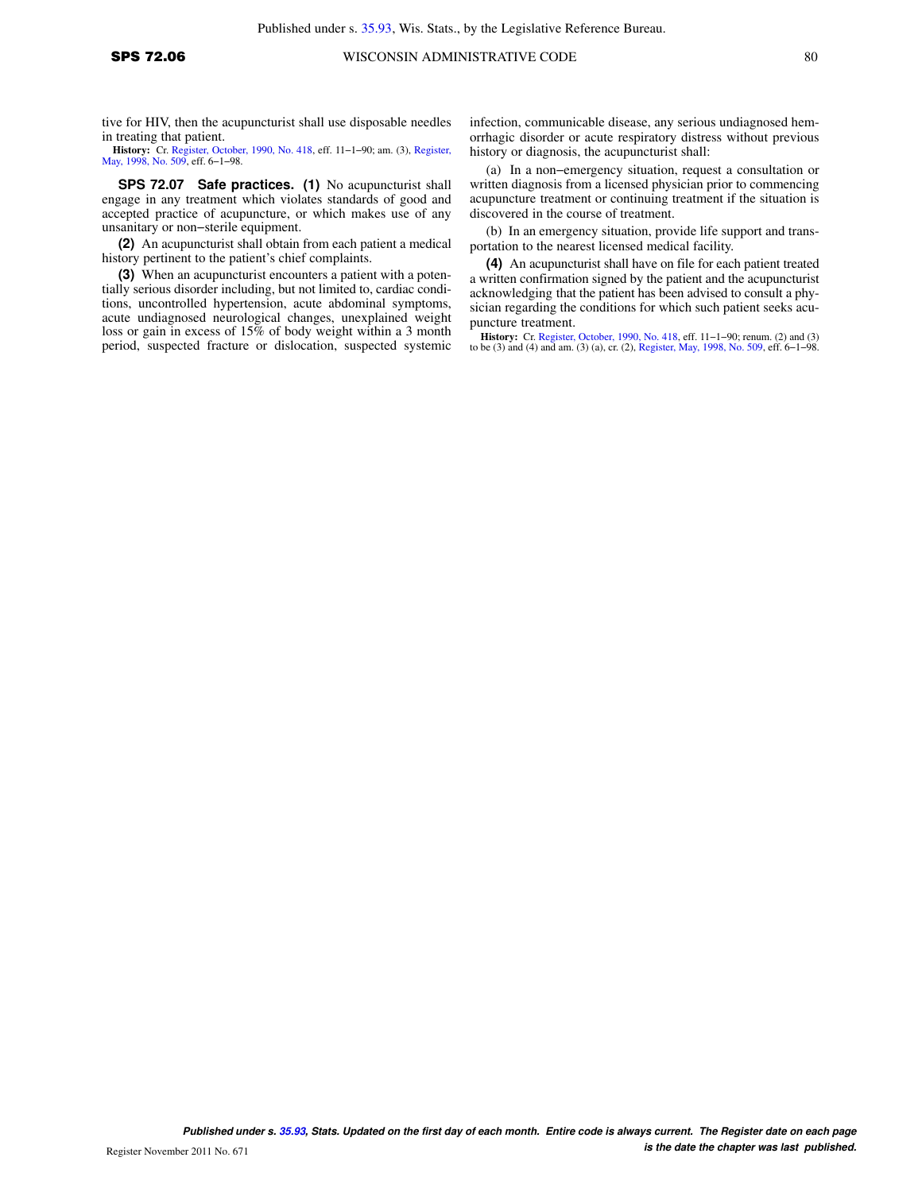tive for HIV, then the acupuncturist shall use disposable needles in treating that patient.

**History:** Cr. Register, October, 1990, No. 418, eff. 11−1−90; am. (3), Register, May, 1998, No. 509, eff. 6−1−98.

**SPS 72.07 Safe practices. (1)** No acupuncturist shall engage in any treatment which violates standards of good and accepted practice of acupuncture, or which makes use of any unsanitary or non−sterile equipment.

**(2)** An acupuncturist shall obtain from each patient a medical history pertinent to the patient's chief complaints.

**(3)** When an acupuncturist encounters a patient with a potentially serious disorder including, but not limited to, cardiac conditions, uncontrolled hypertension, acute abdominal symptoms, acute undiagnosed neurological changes, unexplained weight loss or gain in excess of 15% of body weight within a 3 month period, suspected fracture or dislocation, suspected systemic infection, communicable disease, any serious undiagnosed hemorrhagic disorder or acute respiratory distress without previous history or diagnosis, the acupuncturist shall:

(a) In a non−emergency situation, request a consultation or written diagnosis from a licensed physician prior to commencing acupuncture treatment or continuing treatment if the situation is discovered in the course of treatment.

(b) In an emergency situation, provide life support and transportation to the nearest licensed medical facility.

**(4)** An acupuncturist shall have on file for each patient treated a written confirmation signed by the patient and the acupuncturist acknowledging that the patient has been advised to consult a physician regarding the conditions for which such patient seeks acupuncture treatment.

**History:** Cr. Register, October, 1990, No. 418, eff. 11−1−90; renum. (2) and (3) to be (3) and (4) and am. (3) (a), cr. (2), Register, May, 1998, No. 509, eff. 6−1−98.